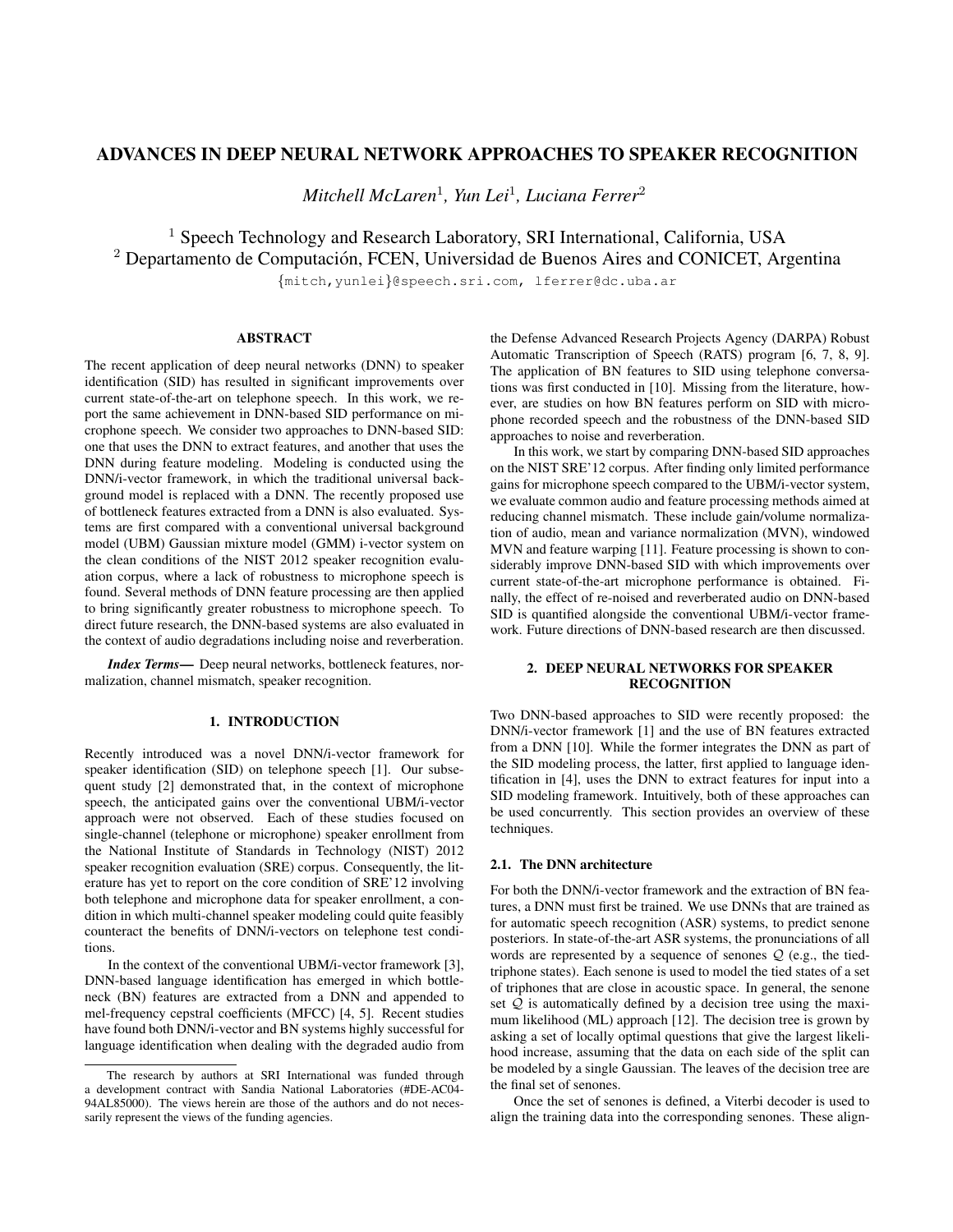# ADVANCES IN DEEP NEURAL NETWORK APPROACHES TO SPEAKER RECOGNITION

*Mitchell McLaren*[1], *Yun Lei*[1], *Luciana Ferrer*[2]

[1] Speech Technology and Research Laboratory, SRI International, California, USA
[2] Departamento de Computación, FCEN, Universidad de Buenos Aires and CONICET, Argentina

{mitch,yunlei}@speech.sri.com, lferrer@dc.uba.ar

## ABSTRACT

The recent application of deep neural networks (DNN) to speaker identification (SID) has resulted in significant improvements over current state-of-the-art on telephone speech. In this work, we report the same achievement in DNN-based SID performance on microphone speech. We consider two approaches to DNN-based SID: one that uses the DNN to extract features, and another that uses the DNN during feature modeling. Modeling is conducted using the DNN/i-vector framework, in which the traditional universal background model is replaced with a DNN. The recently proposed use of bottleneck features extracted from a DNN is also evaluated. Systems are first compared with a conventional universal background model (UBM) Gaussian mixture model (GMM) i-vector system on the clean conditions of the NIST 2012 speaker recognition evaluation corpus, where a lack of robustness to microphone speech is found. Several methods of DNN feature processing are then applied to bring significantly greater robustness to microphone speech. To direct future research, the DNN-based systems are also evaluated in the context of audio degradations including noise and reverberation.

***Index Terms*—** Deep neural networks, bottleneck features, normalization, channel mismatch, speaker recognition.

## 1. INTRODUCTION

Recently introduced was a novel DNN/i-vector framework for speaker identification (SID) on telephone speech [1]. Our subsequent study [2] demonstrated that, in the context of microphone speech, the anticipated gains over the conventional UBM/i-vector approach were not observed. Each of these studies focused on single-channel (telephone or microphone) speaker enrollment from the National Institute of Standards in Technology (NIST) 2012 speaker recognition evaluation (SRE) corpus. Consequently, the literature has yet to report on the core condition of SRE'12 involving both telephone and microphone data for speaker enrollment, a condition in which multi-channel speaker modeling could quite feasibly counteract the benefits of DNN/i-vectors on telephone test conditions.

In the context of the conventional UBM/i-vector framework [3], DNN-based language identification has emerged in which bottleneck (BN) features are extracted from a DNN and appended to mel-frequency cepstral coefficients (MFCC) [4, 5]. Recent studies have found both DNN/i-vector and BN systems highly successful for language identification when dealing with the degraded audio from the Defense Advanced Research Projects Agency (DARPA) Robust Automatic Transcription of Speech (RATS) program [6, 7, 8, 9]. The application of BN features to SID using telephone conversations was first conducted in [10]. Missing from the literature, however, are studies on how BN features perform on SID with microphone recorded speech and the robustness of the DNN-based SID approaches to noise and reverberation.

In this work, we start by comparing DNN-based SID approaches on the NIST SRE'12 corpus. After finding only limited performance gains for microphone speech compared to the UBM/i-vector system, we evaluate common audio and feature processing methods aimed at reducing channel mismatch. These include gain/volume normalization of audio, mean and variance normalization (MVN), windowed MVN and feature warping [11]. Feature processing is shown to considerably improve DNN-based SID with which improvements over current state-of-the-art microphone performance is obtained. Finally, the effect of re-noised and reverberated audio on DNN-based SID is quantified alongside the conventional UBM/i-vector framework. Future directions of DNN-based research are then discussed.

## 2. DEEP NEURAL NETWORKS FOR SPEAKER RECOGNITION

Two DNN-based approaches to SID were recently proposed: the DNN/i-vector framework [1] and the use of BN features extracted from a DNN [10]. While the former integrates the DNN as part of the SID modeling process, the latter, first applied to language identification in [4], uses the DNN to extract features for input into a SID modeling framework. Intuitively, both of these approaches can be used concurrently. This section provides an overview of these techniques.

### 2.1. The DNN architecture

For both the DNN/i-vector framework and the extraction of BN features, a DNN must first be trained. We use DNNs that are trained as for automatic speech recognition (ASR) systems, to predict senone posteriors. In state-of-the-art ASR systems, the pronunciations of all words are represented by a sequence of senones $\mathcal{Q}$ (e.g., the tied-triphone states). Each senone is used to model the tied states of a set of triphones that are close in acoustic space. In general, the senone set $\mathcal{Q}$ is automatically defined by a decision tree using the maximum likelihood (ML) approach [12]. The decision tree is grown by asking a set of locally optimal questions that give the largest likelihood increase, assuming that the data on each side of the split can be modeled by a single Gaussian. The leaves of the decision tree are the final set of senones.

Once the set of senones is defined, a Viterbi decoder is used to align the training data into the corresponding senones. These align-

The research by authors at SRI International was funded through a development contract with Sandia National Laboratories (#DE-AC04-94AL85000). The views herein are those of the authors and do not necessarily represent the views of the funding agencies.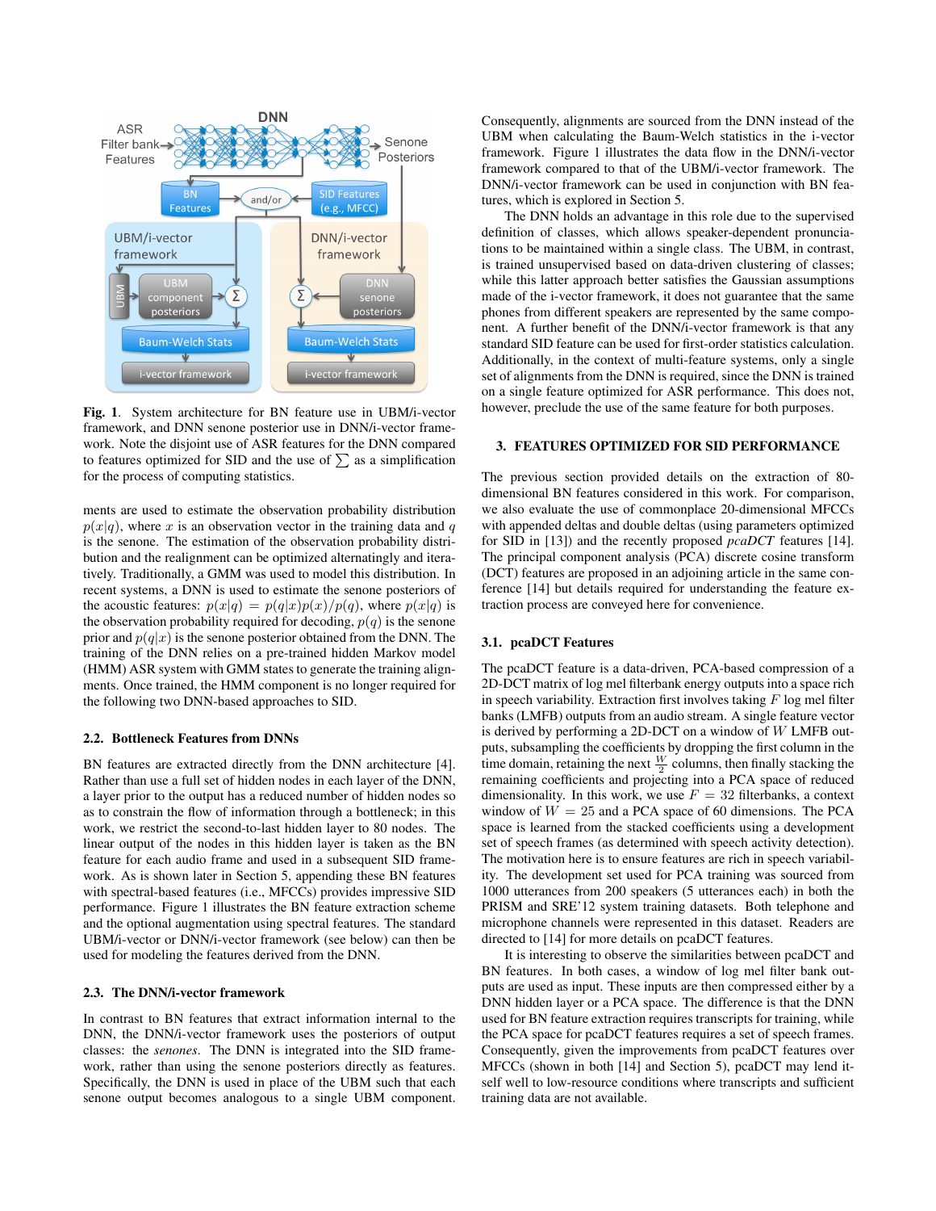**Fig. 1**. System architecture for BN feature use in UBM/i-vector framework, and DNN senone posterior use in DNN/i-vector framework. Note the disjoint use of ASR features for the DNN compared to features optimized for SID and the use of $\sum$ as a simplification for the process of computing statistics.

ments are used to estimate the observation probability distribution $p(x|q)$, where $x$ is an observation vector in the training data and $q$ is the senone. The estimation of the observation probability distribution and the realignment can be optimized alternatingly and iteratively. Traditionally, a GMM was used to model this distribution. In recent systems, a DNN is used to estimate the senone posteriors of the acoustic features: $p(x|q) = p(q|x)p(x)/p(q)$, where $p(x|q)$ is the observation probability required for decoding, $p(q)$ is the senone prior and $p(q|x)$ is the senone posterior obtained from the DNN. The training of the DNN relies on a pre-trained hidden Markov model (HMM) ASR system with GMM states to generate the training alignments. Once trained, the HMM component is no longer required for the following two DNN-based approaches to SID.

### 2.2. Bottleneck Features from DNNs

BN features are extracted directly from the DNN architecture [4]. Rather than use a full set of hidden nodes in each layer of the DNN, a layer prior to the output has a reduced number of hidden nodes so as to constrain the flow of information through a bottleneck; in this work, we restrict the second-to-last hidden layer to 80 nodes. The linear output of the nodes in this hidden layer is taken as the BN feature for each audio frame and used in a subsequent SID framework. As is shown later in Section 5, appending these BN features with spectral-based features (i.e., MFCCs) provides impressive SID performance. Figure 1 illustrates the BN feature extraction scheme and the optional augmentation using spectral features. The standard UBM/i-vector or DNN/i-vector framework (see below) can then be used for modeling the features derived from the DNN.

### 2.3. The DNN/i-vector framework

In contrast to BN features that extract information internal to the DNN, the DNN/i-vector framework uses the posteriors of output classes: the *senones*. The DNN is integrated into the SID framework, rather than using the senone posteriors directly as features. Specifically, the DNN is used in place of the UBM such that each senone output becomes analogous to a single UBM component. Consequently, alignments are sourced from the DNN instead of the UBM when calculating the Baum-Welch statistics in the i-vector framework. Figure 1 illustrates the data flow in the DNN/i-vector framework compared to that of the UBM/i-vector framework. The DNN/i-vector framework can be used in conjunction with BN features, which is explored in Section 5.

The DNN holds an advantage in this role due to the supervised definition of classes, which allows speaker-dependent pronunciations to be maintained within a single class. The UBM, in contrast, is trained unsupervised based on data-driven clustering of classes; while this latter approach better satisfies the Gaussian assumptions made of the i-vector framework, it does not guarantee that the same phones from different speakers are represented by the same component. A further benefit of the DNN/i-vector framework is that any standard SID feature can be used for first-order statistics calculation. Additionally, in the context of multi-feature systems, only a single set of alignments from the DNN is required, since the DNN is trained on a single feature optimized for ASR performance. This does not, however, preclude the use of the same feature for both purposes.

## 3. FEATURES OPTIMIZED FOR SID PERFORMANCE

The previous section provided details on the extraction of 80-dimensional BN features considered in this work. For comparison, we also evaluate the use of commonplace 20-dimensional MFCCs with appended deltas and double deltas (using parameters optimized for SID in [13]) and the recently proposed *pcaDCT* features [14]. The principal component analysis (PCA) discrete cosine transform (DCT) features are proposed in an adjoining article in the same conference [14] but details required for understanding the feature extraction process are conveyed here for convenience.

### 3.1. pcaDCT Features

The pcaDCT feature is a data-driven, PCA-based compression of a 2D-DCT matrix of log mel filterbank energy outputs into a space rich in speech variability. Extraction first involves taking $F$ log mel filter banks (LMFB) outputs from an audio stream. A single feature vector is derived by performing a 2D-DCT on a window of $W$ LMFB outputs, subsampling the coefficients by dropping the first column in the time domain, retaining the next $\frac{W}{2}$ columns, then finally stacking the remaining coefficients and projecting into a PCA space of reduced dimensionality. In this work, we use $F = 32$ filterbanks, a context window of $W = 25$ and a PCA space of 60 dimensions. The PCA space is learned from the stacked coefficients using a development set of speech frames (as determined with speech activity detection). The motivation here is to ensure features are rich in speech variability. The development set used for PCA training was sourced from 1000 utterances from 200 speakers (5 utterances each) in both the PRISM and SRE'12 system training datasets. Both telephone and microphone channels were represented in this dataset. Readers are directed to [14] for more details on pcaDCT features.

It is interesting to observe the similarities between pcaDCT and BN features. In both cases, a window of log mel filter bank outputs are used as input. These inputs are then compressed either by a DNN hidden layer or a PCA space. The difference is that the DNN used for BN feature extraction requires transcripts for training, while the PCA space for pcaDCT features requires a set of speech frames. Consequently, given the improvements from pcaDCT features over MFCCs (shown in both [14] and Section 5), pcaDCT may lend itself well to low-resource conditions where transcripts and sufficient training data are not available.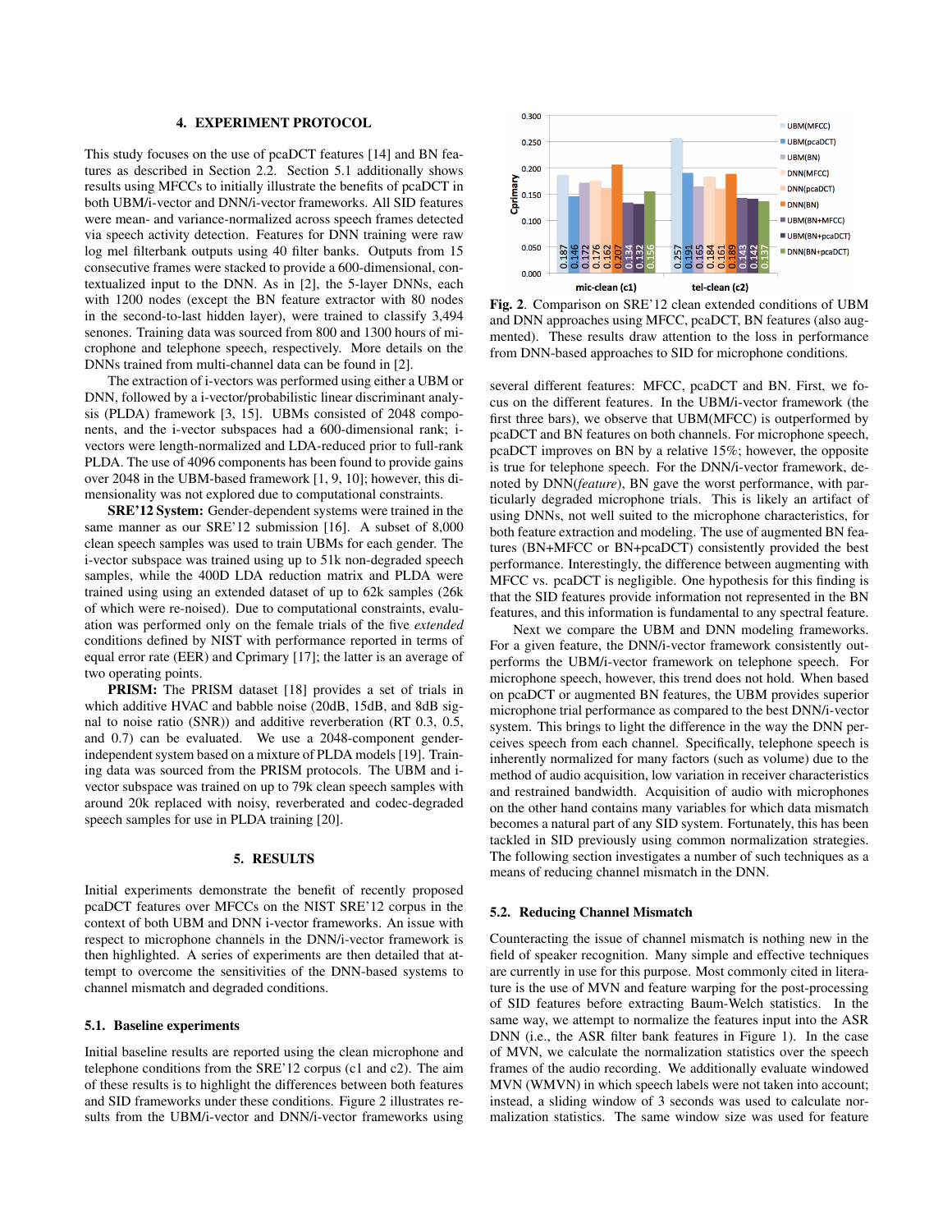## 4. EXPERIMENT PROTOCOL

This study focuses on the use of pcaDCT features [14] and BN features as described in Section 2.2. Section 5.1 additionally shows results using MFCCs to initially illustrate the benefits of pcaDCT in both UBM/i-vector and DNN/i-vector frameworks. All SID features were mean- and variance-normalized across speech frames detected via speech activity detection. Features for DNN training were raw log mel filterbank outputs using 40 filter banks. Outputs from 15 consecutive frames were stacked to provide a 600-dimensional, contextualized input to the DNN. As in [2], the 5-layer DNNs, each with 1200 nodes (except the BN feature extractor with 80 nodes in the second-to-last hidden layer), were trained to classify 3,494 senones. Training data was sourced from 800 and 1300 hours of microphone and telephone speech, respectively. More details on the DNNs trained from multi-channel data can be found in [2].

The extraction of i-vectors was performed using either a UBM or DNN, followed by a i-vector/probabilistic linear discriminant analysis (PLDA) framework [3, 15]. UBMs consisted of 2048 components, and the i-vector subspaces had a 600-dimensional rank; i-vectors were length-normalized and LDA-reduced prior to full-rank PLDA. The use of 4096 components has been found to provide gains over 2048 in the UBM-based framework [1, 9, 10]; however, this dimensionality was not explored due to computational constraints.

**SRE'12 System:** Gender-dependent systems were trained in the same manner as our SRE'12 submission [16]. A subset of 8,000 clean speech samples was used to train UBMs for each gender. The i-vector subspace was trained using up to 51k non-degraded speech samples, while the 400D LDA reduction matrix and PLDA were trained using using an extended dataset of up to 62k samples (26k of which were re-noised). Due to computational constraints, evaluation was performed only on the female trials of the five *extended* conditions defined by NIST with performance reported in terms of equal error rate (EER) and Cprimary [17]; the latter is an average of two operating points.

**PRISM:** The PRISM dataset [18] provides a set of trials in which additive HVAC and babble noise (20dB, 15dB, and 8dB signal to noise ratio (SNR)) and additive reverberation (RT 0.3, 0.5, and 0.7) can be evaluated. We use a 2048-component gender-independent system based on a mixture of PLDA models [19]. Training data was sourced from the PRISM protocols. The UBM and i-vector subspace was trained on up to 79k clean speech samples with around 20k replaced with noisy, reverberated and codec-degraded speech samples for use in PLDA training [20].

## 5. RESULTS

Initial experiments demonstrate the benefit of recently proposed pcaDCT features over MFCCs on the NIST SRE'12 corpus in the context of both UBM and DNN i-vector frameworks. An issue with respect to microphone channels in the DNN/i-vector framework is then highlighted. A series of experiments are then detailed that attempt to overcome the sensitivities of the DNN-based systems to channel mismatch and degraded conditions.

### 5.1. Baseline experiments

Initial baseline results are reported using the clean microphone and telephone conditions from the SRE'12 corpus (c1 and c2). The aim of these results is to highlight the differences between both features and SID frameworks under these conditions. Figure 2 illustrates results from the UBM/i-vector and DNN/i-vector frameworks using several different features: MFCC, pcaDCT and BN. First, we focus on the different features. In the UBM/i-vector framework (the first three bars), we observe that UBM(MFCC) is outperformed by pcaDCT and BN features on both channels. For microphone speech, pcaDCT improves on BN by a relative 15%; however, the opposite is true for telephone speech. For the DNN/i-vector framework, denoted by DNN(*feature*), BN gave the worst performance, with particularly degraded microphone trials. This is likely an artifact of using DNNs, not well suited to the microphone characteristics, for both feature extraction and modeling. The use of augmented BN features (BN+MFCC or BN+pcaDCT) consistently provided the best performance. Interestingly, the difference between augmenting with MFCC vs. pcaDCT is negligible. One hypothesis for this finding is that the SID features provide information not represented in the BN features, and this information is fundamental to any spectral feature.

| Cprimary | UBM(MFCC) | UBM(pcaDCT) | UBM(BN) | DNN(MFCC) | DNN(pcaDCT) | DNN(BN) | UBM(BN+MFCC) | UBM(BN+pcaDCT) | DNN(BN+pcaDCT) |
| --- | --- | --- | --- | --- | --- | --- | --- | --- | --- |
| mic-clean (c1) | 0.187 | 0.146 | 0.172 | 0.176 | 0.162 | 0.207 | 0.134 | 0.132 | 0.156 |
| tel-clean (c2) | 0.257 | 0.191 | 0.165 | 0.184 | 0.161 | 0.189 | 0.143 | 0.142 | 0.137 |

**Fig. 2**. Comparison on SRE'12 clean extended conditions of UBM and DNN approaches using MFCC, pcaDCT, BN features (also augmented). These results draw attention to the loss in performance from DNN-based approaches to SID for microphone conditions.

Next we compare the UBM and DNN modeling frameworks. For a given feature, the DNN/i-vector framework consistently outperforms the UBM/i-vector framework on telephone speech. For microphone speech, however, this trend does not hold. When based on pcaDCT or augmented BN features, the UBM provides superior microphone trial performance as compared to the best DNN/i-vector system. This brings to light the difference in the way the DNN perceives speech from each channel. Specifically, telephone speech is inherently normalized for many factors (such as volume) due to the method of audio acquisition, low variation in receiver characteristics and restrained bandwidth. Acquisition of audio with microphones on the other hand contains many variables for which data mismatch becomes a natural part of any SID system. Fortunately, this has been tackled in SID previously using common normalization strategies. The following section investigates a number of such techniques as a means of reducing channel mismatch in the DNN.

### 5.2. Reducing Channel Mismatch

Counteracting the issue of channel mismatch is nothing new in the field of speaker recognition. Many simple and effective techniques are currently in use for this purpose. Most commonly cited in literature is the use of MVN and feature warping for the post-processing of SID features before extracting Baum-Welch statistics. In the same way, we attempt to normalize the features input into the ASR DNN (i.e., the ASR filter bank features in Figure 1). In the case of MVN, we calculate the normalization statistics over the speech frames of the audio recording. We additionally evaluate windowed MVN (WMVN) in which speech labels were not taken into account; instead, a sliding window of 3 seconds was used to calculate normalization statistics. The same window size was used for feature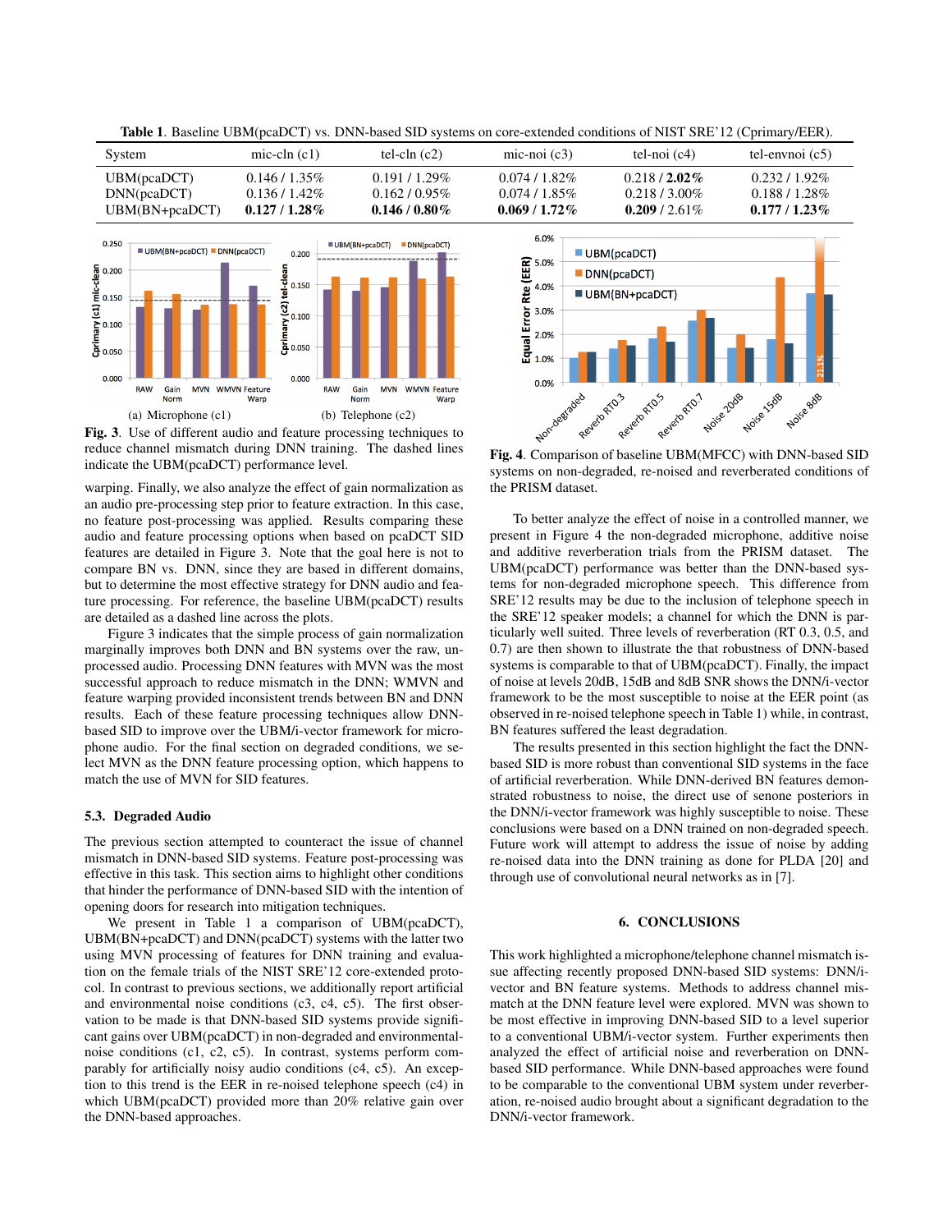**Table 1**. Baseline UBM(pcaDCT) vs. DNN-based SID systems on core-extended conditions of NIST SRE'12 (Cprimary/EER).

| System | mic-cln (c1) | tel-cln (c2) | mic-noi (c3) | tel-noi (c4) | tel-envnoi (c5) |
|---|---|---|---|---|---|
| UBM(pcaDCT) | 0.146 / 1.35% | 0.191 / 1.29% | 0.074 / 1.82% | 0.218 / **2.02%** | 0.232 / 1.92% |
| DNN(pcaDCT) | 0.136 / 1.42% | 0.162 / 0.95% | 0.074 / 1.85% | 0.218 / 3.00% | 0.188 / 1.28% |
| UBM(BN+pcaDCT) | **0.127 / 1.28%** | **0.146 / 0.80%** | **0.069 / 1.72%** | **0.209** / 2.61% | **0.177 / 1.23%** |

(a) Microphone (c1) (b) Telephone (c2)

**Fig. 3**. Use of different audio and feature processing techniques to reduce channel mismatch during DNN training. The dashed lines indicate the UBM(pcaDCT) performance level.

warping. Finally, we also analyze the effect of gain normalization as an audio pre-processing step prior to feature extraction. In this case, no feature post-processing was applied. Results comparing these audio and feature processing options when based on pcaDCT SID features are detailed in Figure 3. Note that the goal here is not to compare BN vs. DNN, since they are based in different domains, but to determine the most effective strategy for DNN audio and feature processing. For reference, the baseline UBM(pcaDCT) results are detailed as a dashed line across the plots.

Figure 3 indicates that the simple process of gain normalization marginally improves both DNN and BN systems over the raw, unprocessed audio. Processing DNN features with MVN was the most successful approach to reduce mismatch in the DNN; WMVN and feature warping provided inconsistent trends between BN and DNN results. Each of these feature processing techniques allow DNN-based SID to improve over the UBM/i-vector framework for microphone audio. For the final section on degraded conditions, we select MVN as the DNN feature processing option, which happens to match the use of MVN for SID features.

### 5.3. Degraded Audio

The previous section attempted to counteract the issue of channel mismatch in DNN-based SID systems. Feature post-processing was effective in this task. This section aims to highlight other conditions that hinder the performance of DNN-based SID with the intention of opening doors for research into mitigation techniques.

We present in Table 1 a comparison of UBM(pcaDCT), UBM(BN+pcaDCT) and DNN(pcaDCT) systems with the latter two using MVN processing of features for DNN training and evaluation on the female trials of the NIST SRE'12 core-extended protocol. In contrast to previous sections, we additionally report artificial and environmental noise conditions (c3, c4, c5). The first observation to be made is that DNN-based SID systems provide significant gains over UBM(pcaDCT) in non-degraded and environmental-noise conditions (c1, c2, c5). In contrast, systems perform comparably for artificially noisy audio conditions (c4, c5). An exception to this trend is the EER in re-noised telephone speech (c4) in which UBM(pcaDCT) provided more than 20% relative gain over the DNN-based approaches.

**Fig. 4**. Comparison of baseline UBM(MFCC) with DNN-based SID systems on non-degraded, re-noised and reverberated conditions of the PRISM dataset.

To better analyze the effect of noise in a controlled manner, we present in Figure 4 the non-degraded microphone, additive noise and additive reverberation trials from the PRISM dataset. The UBM(pcaDCT) performance was better than the DNN-based systems for non-degraded microphone speech. This difference from SRE'12 results may be due to the inclusion of telephone speech in the SRE'12 speaker models; a channel for which the DNN is particularly well suited. Three levels of reverberation (RT 0.3, 0.5, and 0.7) are then shown to illustrate the that robustness of DNN-based systems is comparable to that of UBM(pcaDCT). Finally, the impact of noise at levels 20dB, 15dB and 8dB SNR shows the DNN/i-vector framework to be the most susceptible to noise at the EER point (as observed in re-noised telephone speech in Table 1) while, in contrast, BN features suffered the least degradation.

The results presented in this section highlight the fact the DNN-based SID is more robust than conventional SID systems in the face of artificial reverberation. While DNN-derived BN features demonstrated robustness to noise, the direct use of senone posteriors in the DNN/i-vector framework was highly susceptible to noise. These conclusions were based on a DNN trained on non-degraded speech. Future work will attempt to address the issue of noise by adding re-noised data into the DNN training as done for PLDA [20] and through use of convolutional neural networks as in [7].

## 6. CONCLUSIONS

This work highlighted a microphone/telephone channel mismatch issue affecting recently proposed DNN-based SID systems: DNN/i-vector and BN feature systems. Methods to address channel mismatch at the DNN feature level were explored. MVN was shown to be most effective in improving DNN-based SID to a level superior to a conventional UBM/i-vector system. Further experiments then analyzed the effect of artificial noise and reverberation on DNN-based SID performance. While DNN-based approaches were found to be comparable to the conventional UBM system under reverberation, re-noised audio brought about a significant degradation to the DNN/i-vector framework.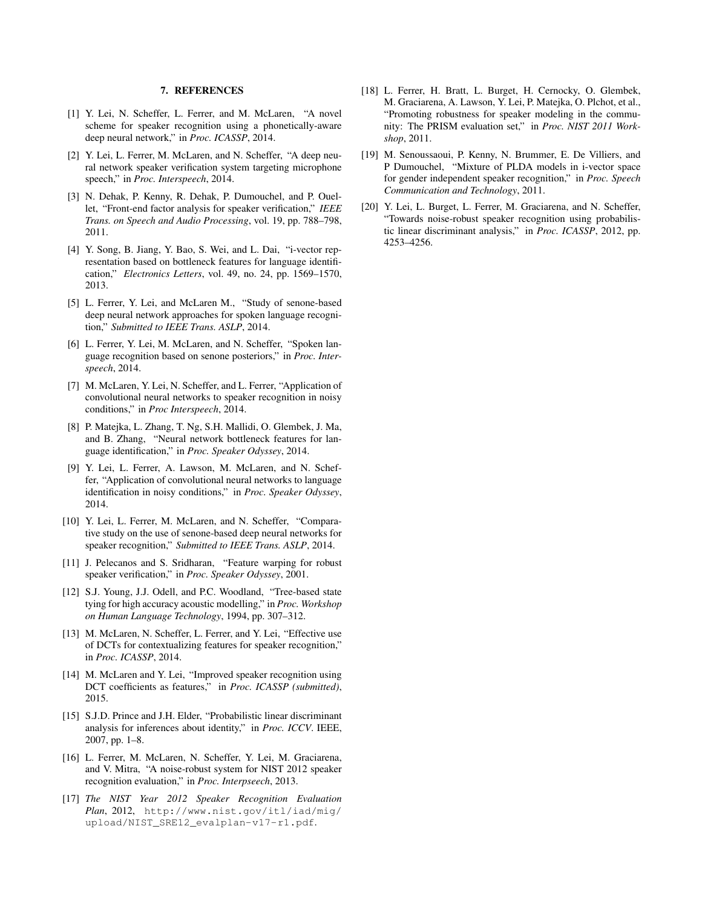## 7. REFERENCES

[1] Y. Lei, N. Scheffer, L. Ferrer, and M. McLaren, "A novel scheme for speaker recognition using a phonetically-aware deep neural network," in *Proc. ICASSP*, 2014.

[2] Y. Lei, L. Ferrer, M. McLaren, and N. Scheffer, "A deep neural network speaker verification system targeting microphone speech," in *Proc. Interspeech*, 2014.

[3] N. Dehak, P. Kenny, R. Dehak, P. Dumouchel, and P. Ouellet, "Front-end factor analysis for speaker verification," *IEEE Trans. on Speech and Audio Processing*, vol. 19, pp. 788–798, 2011.

[4] Y. Song, B. Jiang, Y. Bao, S. Wei, and L. Dai, "i-vector representation based on bottleneck features for language identification," *Electronics Letters*, vol. 49, no. 24, pp. 1569–1570, 2013.

[5] L. Ferrer, Y. Lei, and McLaren M., "Study of senone-based deep neural network approaches for spoken language recognition," *Submitted to IEEE Trans. ASLP*, 2014.

[6] L. Ferrer, Y. Lei, M. McLaren, and N. Scheffer, "Spoken language recognition based on senone posteriors," in *Proc. Interspeech*, 2014.

[7] M. McLaren, Y. Lei, N. Scheffer, and L. Ferrer, "Application of convolutional neural networks to speaker recognition in noisy conditions," in *Proc Interspeech*, 2014.

[8] P. Matejka, L. Zhang, T. Ng, S.H. Mallidi, O. Glembek, J. Ma, and B. Zhang, "Neural network bottleneck features for language identification," in *Proc. Speaker Odyssey*, 2014.

[9] Y. Lei, L. Ferrer, A. Lawson, M. McLaren, and N. Scheffer, "Application of convolutional neural networks to language identification in noisy conditions," in *Proc. Speaker Odyssey*, 2014.

[10] Y. Lei, L. Ferrer, M. McLaren, and N. Scheffer, "Comparative study on the use of senone-based deep neural networks for speaker recognition," *Submitted to IEEE Trans. ASLP*, 2014.

[11] J. Pelecanos and S. Sridharan, "Feature warping for robust speaker verification," in *Proc. Speaker Odyssey*, 2001.

[12] S.J. Young, J.J. Odell, and P.C. Woodland, "Tree-based state tying for high accuracy acoustic modelling," in *Proc. Workshop on Human Language Technology*, 1994, pp. 307–312.

[13] M. McLaren, N. Scheffer, L. Ferrer, and Y. Lei, "Effective use of DCTs for contextualizing features for speaker recognition," in *Proc. ICASSP*, 2014.

[14] M. McLaren and Y. Lei, "Improved speaker recognition using DCT coefficients as features," in *Proc. ICASSP (submitted)*, 2015.

[15] S.J.D. Prince and J.H. Elder, "Probabilistic linear discriminant analysis for inferences about identity," in *Proc. ICCV*. IEEE, 2007, pp. 1–8.

[16] L. Ferrer, M. McLaren, N. Scheffer, Y. Lei, M. Graciarena, and V. Mitra, "A noise-robust system for NIST 2012 speaker recognition evaluation," in *Proc. Interpseech*, 2013.

[17] *The NIST Year 2012 Speaker Recognition Evaluation Plan*, 2012, http://www.nist.gov/itl/iad/mig/upload/NIST_SRE12_evalplan-v17-r1.pdf.

[18] L. Ferrer, H. Bratt, L. Burget, H. Cernocky, O. Glembek, M. Graciarena, A. Lawson, Y. Lei, P. Matejka, O. Plchot, et al., "Promoting robustness for speaker modeling in the community: The PRISM evaluation set," in *Proc. NIST 2011 Workshop*, 2011.

[19] M. Senoussaoui, P. Kenny, N. Brummer, E. De Villiers, and P Dumouchel, "Mixture of PLDA models in i-vector space for gender independent speaker recognition," in *Proc. Speech Communication and Technology*, 2011.

[20] Y. Lei, L. Burget, L. Ferrer, M. Graciarena, and N. Scheffer, "Towards noise-robust speaker recognition using probabilistic linear discriminant analysis," in *Proc. ICASSP*, 2012, pp. 4253–4256.